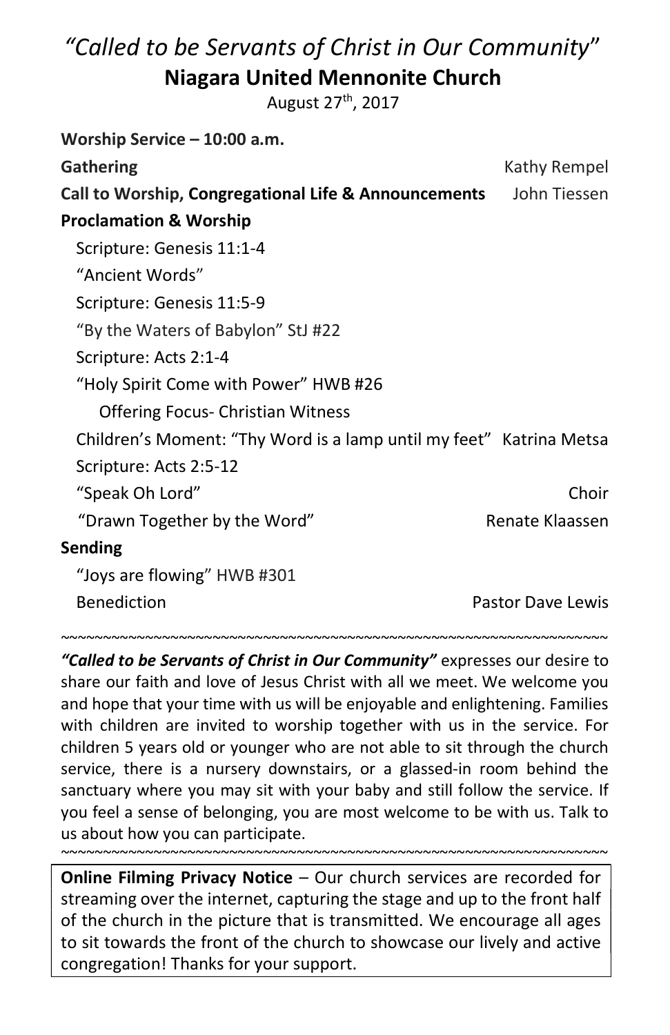# *"Called to be Servants of Christ in Our Community"*

## Niagara United Mennonite Church

August 27th, 2017

**Worship Service – 10:00 a.m.**

**Gathering** — Kathy Rempel

**Call to Worship, Congregational Life & Announcements** — John Tiessen

**Proclamation & Worship**

- Scripture: Genesis 11:1-4
- "Ancient Words"
- Scripture: Genesis 11:5-9
- "By the Waters of Babylon" StJ #22
- Scripture: Acts 2:1-4
- "Holy Spirit Come with Power" HWB #26
  - Offering Focus- Christian Witness
- Children's Moment: "Thy Word is a lamp until my feet" — Katrina Metsa
- Scripture: Acts 2:5-12
- "Speak Oh Lord" — Choir
- "Drawn Together by the Word" — Renate Klaassen

**Sending**

- "Joys are flowing" HWB #301
- Benediction — Pastor Dave Lewis

~~~~~~~~~~~~~~~~~~~~~~~~~~~~~~~~~~~~~~~~~~~~~~~~~~~~~~~~~~~~~~~~

***"Called to be Servants of Christ in Our Community"*** expresses our desire to share our faith and love of Jesus Christ with all we meet. We welcome you and hope that your time with us will be enjoyable and enlightening. Families with children are invited to worship together with us in the service. For children 5 years old or younger who are not able to sit through the church service, there is a nursery downstairs, or a glassed-in room behind the sanctuary where you may sit with your baby and still follow the service. If you feel a sense of belonging, you are most welcome to be with us. Talk to us about how you can participate.

~~~~~~~~~~~~~~~~~~~~~~~~~~~~~~~~~~~~~~~~~~~~~~~~~~~~~~~~~~~~~~~~

**Online Filming Privacy Notice** – Our church services are recorded for streaming over the internet, capturing the stage and up to the front half of the church in the picture that is transmitted. We encourage all ages to sit towards the front of the church to showcase our lively and active congregation! Thanks for your support.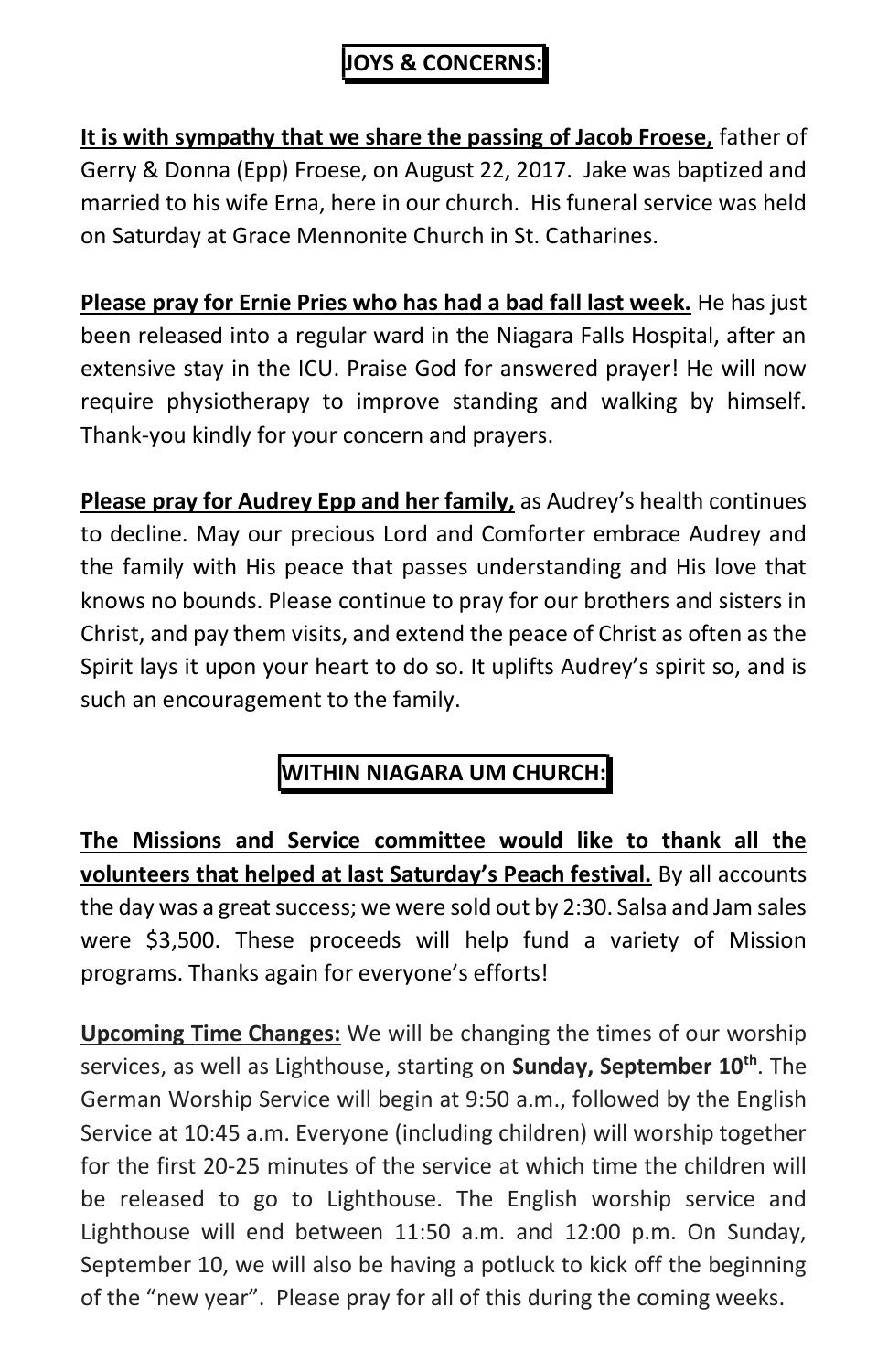## JOYS & CONCERNS:

**It is with sympathy that we share the passing of Jacob Froese,** father of Gerry & Donna (Epp) Froese, on August 22, 2017. Jake was baptized and married to his wife Erna, here in our church. His funeral service was held on Saturday at Grace Mennonite Church in St. Catharines.

**Please pray for Ernie Pries who has had a bad fall last week.** He has just been released into a regular ward in the Niagara Falls Hospital, after an extensive stay in the ICU. Praise God for answered prayer! He will now require physiotherapy to improve standing and walking by himself. Thank-you kindly for your concern and prayers.

**Please pray for Audrey Epp and her family,** as Audrey's health continues to decline. May our precious Lord and Comforter embrace Audrey and the family with His peace that passes understanding and His love that knows no bounds. Please continue to pray for our brothers and sisters in Christ, and pay them visits, and extend the peace of Christ as often as the Spirit lays it upon your heart to do so. It uplifts Audrey's spirit so, and is such an encouragement to the family.

## WITHIN NIAGARA UM CHURCH:

**The Missions and Service committee would like to thank all the volunteers that helped at last Saturday's Peach festival.** By all accounts the day was a great success; we were sold out by 2:30. Salsa and Jam sales were $3,500. These proceeds will help fund a variety of Mission programs. Thanks again for everyone's efforts!

**Upcoming Time Changes:** We will be changing the times of our worship services, as well as Lighthouse, starting on **Sunday, September 10th**. The German Worship Service will begin at 9:50 a.m., followed by the English Service at 10:45 a.m. Everyone (including children) will worship together for the first 20-25 minutes of the service at which time the children will be released to go to Lighthouse. The English worship service and Lighthouse will end between 11:50 a.m. and 12:00 p.m. On Sunday, September 10, we will also be having a potluck to kick off the beginning of the "new year". Please pray for all of this during the coming weeks.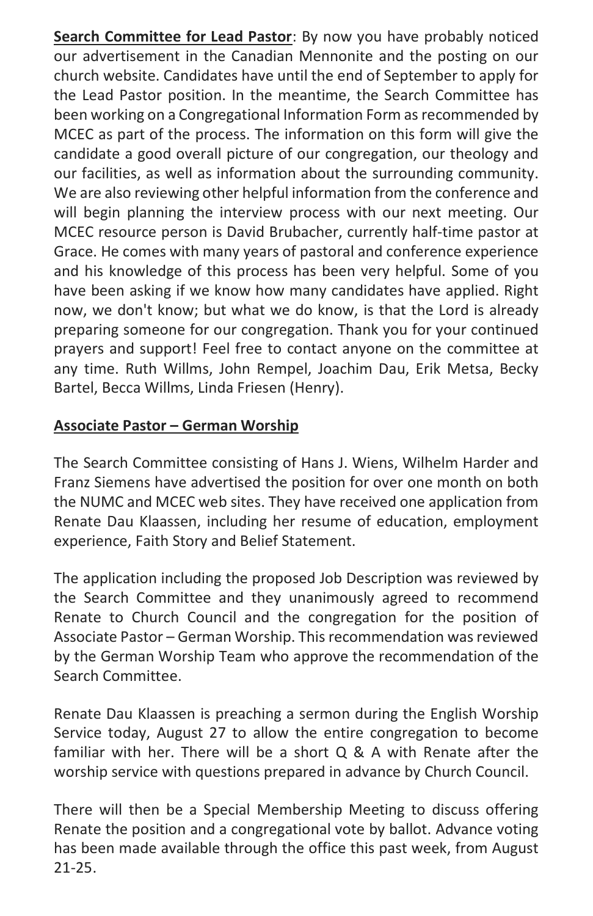**<u>Search Committee for Lead Pastor</u>**: By now you have probably noticed our advertisement in the Canadian Mennonite and the posting on our church website. Candidates have until the end of September to apply for the Lead Pastor position. In the meantime, the Search Committee has been working on a Congregational Information Form as recommended by MCEC as part of the process. The information on this form will give the candidate a good overall picture of our congregation, our theology and our facilities, as well as information about the surrounding community. We are also reviewing other helpful information from the conference and will begin planning the interview process with our next meeting. Our MCEC resource person is David Brubacher, currently half-time pastor at Grace. He comes with many years of pastoral and conference experience and his knowledge of this process has been very helpful. Some of you have been asking if we know how many candidates have applied. Right now, we don't know; but what we do know, is that the Lord is already preparing someone for our congregation. Thank you for your continued prayers and support! Feel free to contact anyone on the committee at any time. Ruth Willms, John Rempel, Joachim Dau, Erik Metsa, Becky Bartel, Becca Willms, Linda Friesen (Henry).

**<u>Associate Pastor – German Worship</u>**

The Search Committee consisting of Hans J. Wiens, Wilhelm Harder and Franz Siemens have advertised the position for over one month on both the NUMC and MCEC web sites. They have received one application from Renate Dau Klaassen, including her resume of education, employment experience, Faith Story and Belief Statement.

The application including the proposed Job Description was reviewed by the Search Committee and they unanimously agreed to recommend Renate to Church Council and the congregation for the position of Associate Pastor – German Worship. This recommendation was reviewed by the German Worship Team who approve the recommendation of the Search Committee.

Renate Dau Klaassen is preaching a sermon during the English Worship Service today, August 27 to allow the entire congregation to become familiar with her. There will be a short Q & A with Renate after the worship service with questions prepared in advance by Church Council.

There will then be a Special Membership Meeting to discuss offering Renate the position and a congregational vote by ballot. Advance voting has been made available through the office this past week, from August 21-25.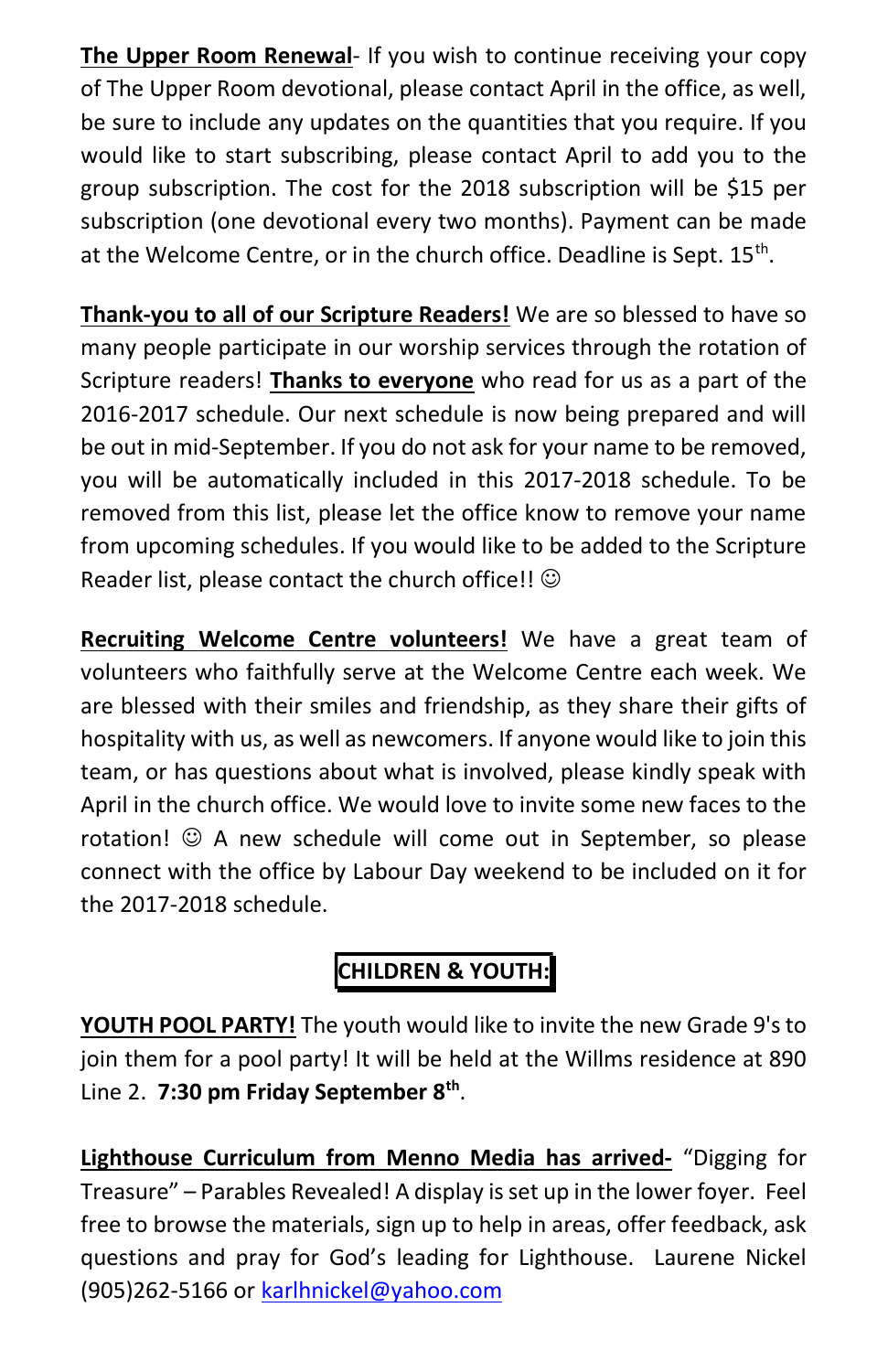**The Upper Room Renewal**- If you wish to continue receiving your copy of The Upper Room devotional, please contact April in the office, as well, be sure to include any updates on the quantities that you require. If you would like to start subscribing, please contact April to add you to the group subscription. The cost for the 2018 subscription will be $15 per subscription (one devotional every two months). Payment can be made at the Welcome Centre, or in the church office. Deadline is Sept. 15th.

**Thank-you to all of our Scripture Readers!** We are so blessed to have so many people participate in our worship services through the rotation of Scripture readers! **Thanks to everyone** who read for us as a part of the 2016-2017 schedule. Our next schedule is now being prepared and will be out in mid-September. If you do not ask for your name to be removed, you will be automatically included in this 2017-2018 schedule. To be removed from this list, please let the office know to remove your name from upcoming schedules. If you would like to be added to the Scripture Reader list, please contact the church office!! ☺

**Recruiting Welcome Centre volunteers!** We have a great team of volunteers who faithfully serve at the Welcome Centre each week. We are blessed with their smiles and friendship, as they share their gifts of hospitality with us, as well as newcomers. If anyone would like to join this team, or has questions about what is involved, please kindly speak with April in the church office. We would love to invite some new faces to the rotation! ☺ A new schedule will come out in September, so please connect with the office by Labour Day weekend to be included on it for the 2017-2018 schedule.

## CHILDREN & YOUTH:

**YOUTH POOL PARTY!** The youth would like to invite the new Grade 9's to join them for a pool party! It will be held at the Willms residence at 890 Line 2. **7:30 pm Friday September 8th**.

**Lighthouse Curriculum from Menno Media has arrived-** "Digging for Treasure" – Parables Revealed! A display is set up in the lower foyer. Feel free to browse the materials, sign up to help in areas, offer feedback, ask questions and pray for God's leading for Lighthouse. Laurene Nickel (905)262-5166 or karlhnickel@yahoo.com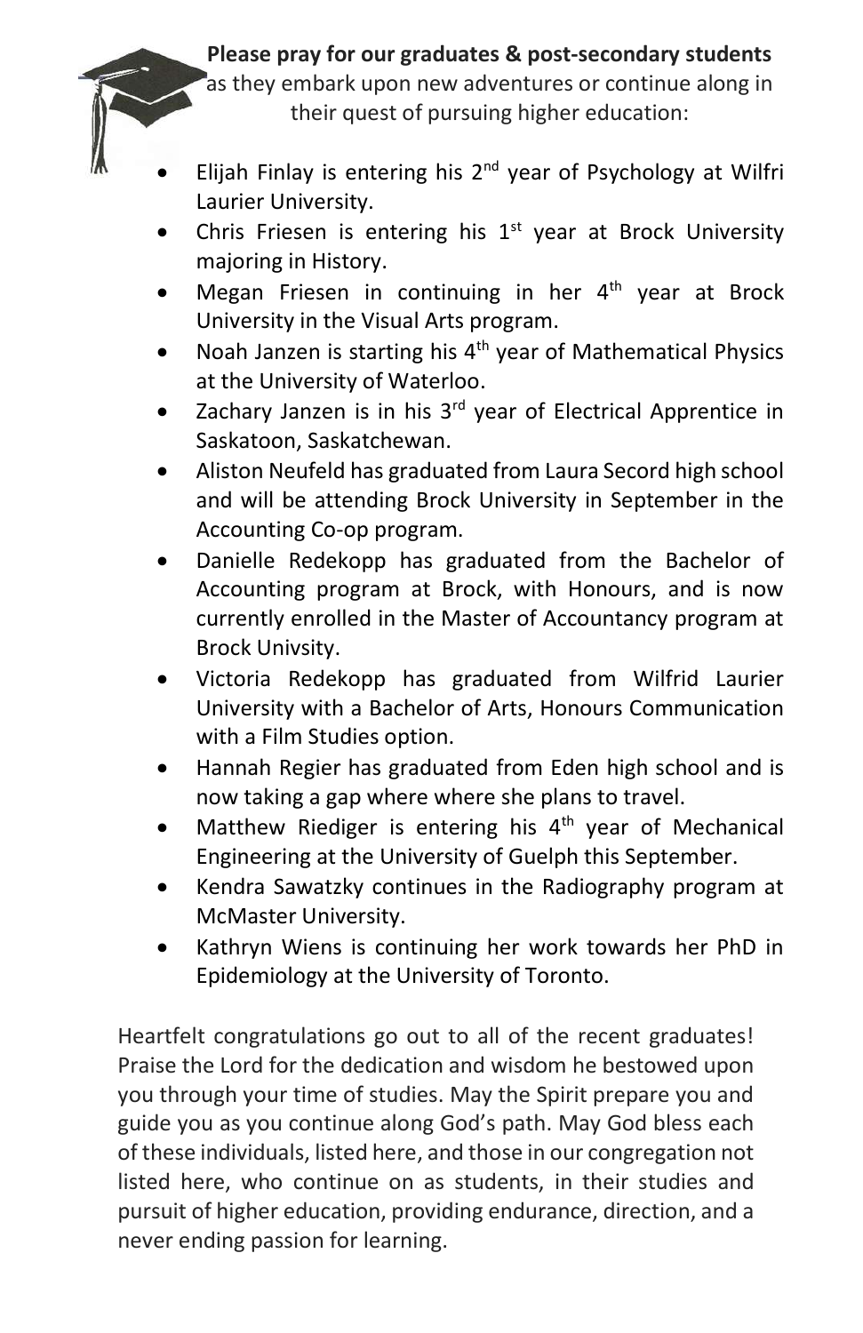**Please pray for our graduates & post-secondary students** as they embark upon new adventures or continue along in their quest of pursuing higher education:

- Elijah Finlay is entering his 2nd year of Psychology at Wilfri Laurier University.
- Chris Friesen is entering his 1st year at Brock University majoring in History.
- Megan Friesen in continuing in her 4th year at Brock University in the Visual Arts program.
- Noah Janzen is starting his 4th year of Mathematical Physics at the University of Waterloo.
- Zachary Janzen is in his 3rd year of Electrical Apprentice in Saskatoon, Saskatchewan.
- Aliston Neufeld has graduated from Laura Secord high school and will be attending Brock University in September in the Accounting Co-op program.
- Danielle Redekopp has graduated from the Bachelor of Accounting program at Brock, with Honours, and is now currently enrolled in the Master of Accountancy program at Brock Univsity.
- Victoria Redekopp has graduated from Wilfrid Laurier University with a Bachelor of Arts, Honours Communication with a Film Studies option.
- Hannah Regier has graduated from Eden high school and is now taking a gap where where she plans to travel.
- Matthew Riediger is entering his 4th year of Mechanical Engineering at the University of Guelph this September.
- Kendra Sawatzky continues in the Radiography program at McMaster University.
- Kathryn Wiens is continuing her work towards her PhD in Epidemiology at the University of Toronto.

Heartfelt congratulations go out to all of the recent graduates! Praise the Lord for the dedication and wisdom he bestowed upon you through your time of studies. May the Spirit prepare you and guide you as you continue along God's path. May God bless each of these individuals, listed here, and those in our congregation not listed here, who continue on as students, in their studies and pursuit of higher education, providing endurance, direction, and a never ending passion for learning.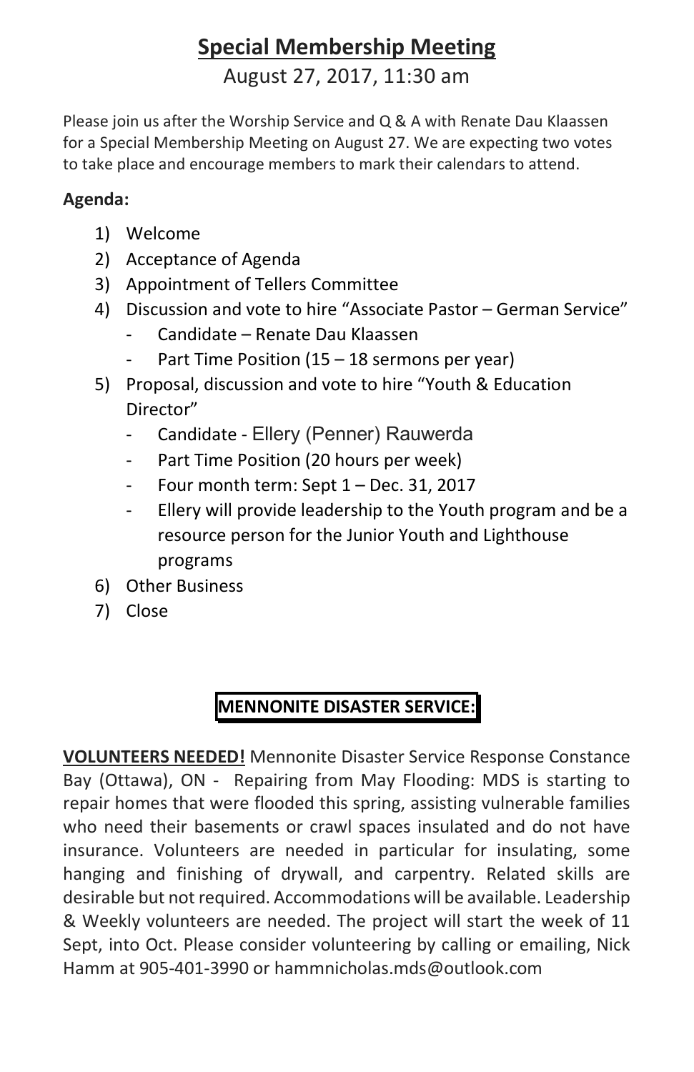# Special Membership Meeting

August 27, 2017, 11:30 am

Please join us after the Worship Service and Q & A with Renate Dau Klaassen for a Special Membership Meeting on August 27. We are expecting two votes to take place and encourage members to mark their calendars to attend.

**Agenda:**

1) Welcome
2) Acceptance of Agenda
3) Appointment of Tellers Committee
4) Discussion and vote to hire "Associate Pastor – German Service"
   - Candidate – Renate Dau Klaassen
   - Part Time Position (15 – 18 sermons per year)
5) Proposal, discussion and vote to hire "Youth & Education Director"
   - Candidate - Ellery (Penner) Rauwerda
   - Part Time Position (20 hours per week)
   - Four month term: Sept 1 – Dec. 31, 2017
   - Ellery will provide leadership to the Youth program and be a resource person for the Junior Youth and Lighthouse programs
6) Other Business
7) Close

## MENNONITE DISASTER SERVICE:

**VOLUNTEERS NEEDED!** Mennonite Disaster Service Response Constance Bay (Ottawa), ON - Repairing from May Flooding: MDS is starting to repair homes that were flooded this spring, assisting vulnerable families who need their basements or crawl spaces insulated and do not have insurance. Volunteers are needed in particular for insulating, some hanging and finishing of drywall, and carpentry. Related skills are desirable but not required. Accommodations will be available. Leadership & Weekly volunteers are needed. The project will start the week of 11 Sept, into Oct. Please consider volunteering by calling or emailing, Nick Hamm at 905-401-3990 or hammnicholas.mds@outlook.com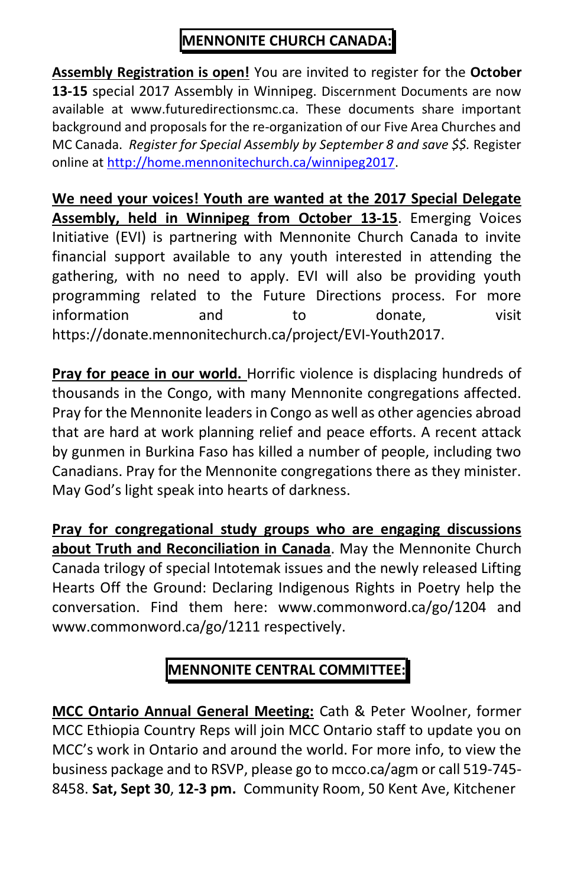## MENNONITE CHURCH CANADA:

**Assembly Registration is open!** You are invited to register for the **October 13-15** special 2017 Assembly in Winnipeg. Discernment Documents are now available at www.futuredirectionsmc.ca. These documents share important background and proposals for the re-organization of our Five Area Churches and MC Canada. *Register for Special Assembly by September 8 and save $$.* Register online at http://home.mennonitechurch.ca/winnipeg2017.

**We need your voices! Youth are wanted at the 2017 Special Delegate Assembly, held in Winnipeg from October 13-15**. Emerging Voices Initiative (EVI) is partnering with Mennonite Church Canada to invite financial support available to any youth interested in attending the gathering, with no need to apply. EVI will also be providing youth programming related to the Future Directions process. For more information and to donate, visit https://donate.mennonitechurch.ca/project/EVI-Youth2017.

**Pray for peace in our world.** Horrific violence is displacing hundreds of thousands in the Congo, with many Mennonite congregations affected. Pray for the Mennonite leaders in Congo as well as other agencies abroad that are hard at work planning relief and peace efforts. A recent attack by gunmen in Burkina Faso has killed a number of people, including two Canadians. Pray for the Mennonite congregations there as they minister. May God's light speak into hearts of darkness.

**Pray for congregational study groups who are engaging discussions about Truth and Reconciliation in Canada**. May the Mennonite Church Canada trilogy of special Intotemak issues and the newly released Lifting Hearts Off the Ground: Declaring Indigenous Rights in Poetry help the conversation. Find them here: www.commonword.ca/go/1204 and www.commonword.ca/go/1211 respectively.

## MENNONITE CENTRAL COMMITTEE:

**MCC Ontario Annual General Meeting:** Cath & Peter Woolner, former MCC Ethiopia Country Reps will join MCC Ontario staff to update you on MCC's work in Ontario and around the world. For more info, to view the business package and to RSVP, please go to mcco.ca/agm or call 519-745-8458. **Sat, Sept 30**, **12-3 pm.** Community Room, 50 Kent Ave, Kitchener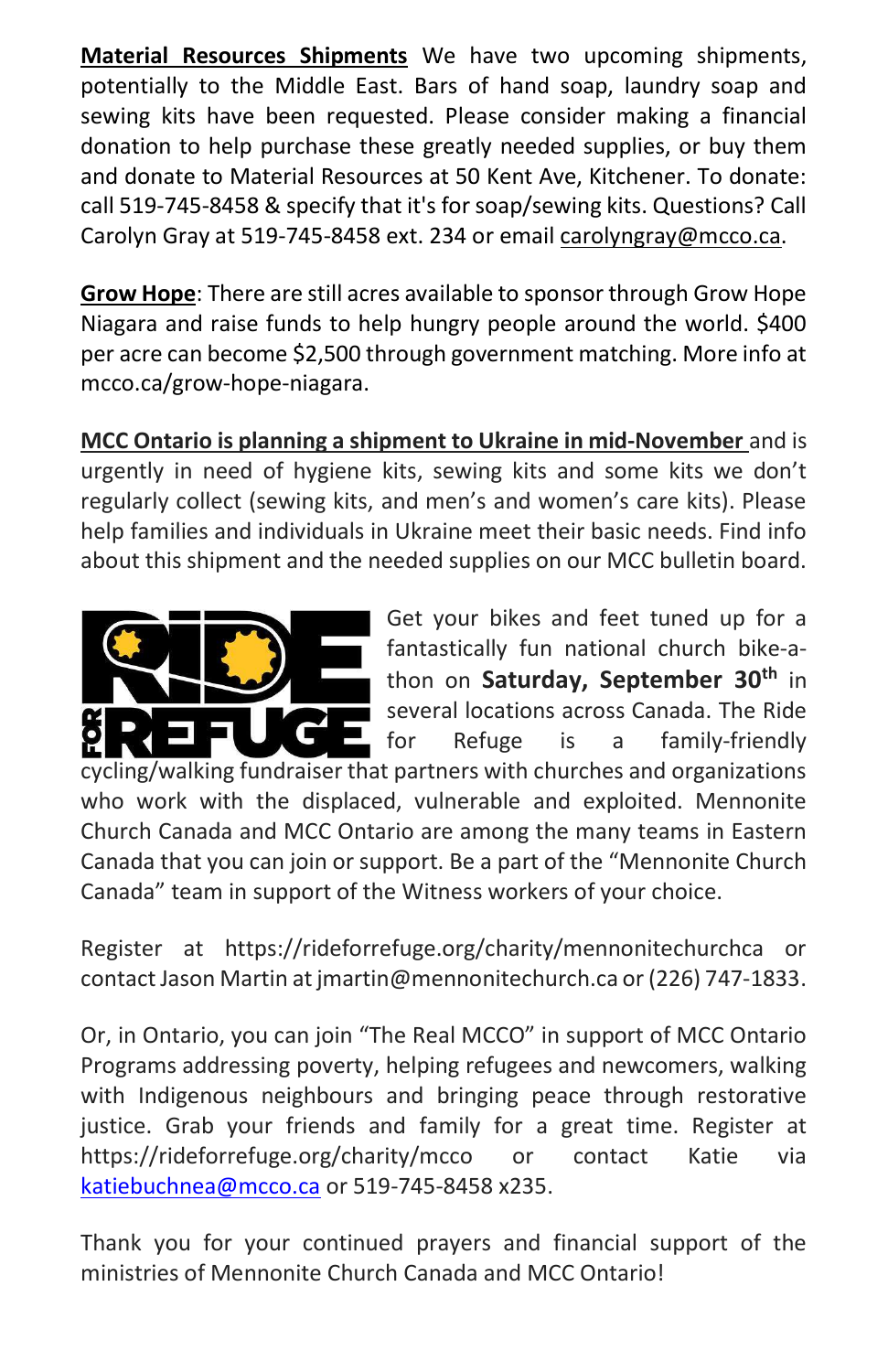**Material Resources Shipments** We have two upcoming shipments, potentially to the Middle East. Bars of hand soap, laundry soap and sewing kits have been requested. Please consider making a financial donation to help purchase these greatly needed supplies, or buy them and donate to Material Resources at 50 Kent Ave, Kitchener. To donate: call 519-745-8458 & specify that it's for soap/sewing kits. Questions? Call Carolyn Gray at 519-745-8458 ext. 234 or email carolyngray@mcco.ca.

**Grow Hope**: There are still acres available to sponsor through Grow Hope Niagara and raise funds to help hungry people around the world. $400 per acre can become $2,500 through government matching. More info at mcco.ca/grow-hope-niagara.

**MCC Ontario is planning a shipment to Ukraine in mid-November** and is urgently in need of hygiene kits, sewing kits and some kits we don't regularly collect (sewing kits, and men's and women's care kits). Please help families and individuals in Ukraine meet their basic needs. Find info about this shipment and the needed supplies on our MCC bulletin board.

RIDE FOR REFUGE

Get your bikes and feet tuned up for a fantastically fun national church bike-a-thon on **Saturday, September 30th** in several locations across Canada. The Ride for Refuge is a family-friendly cycling/walking fundraiser that partners with churches and organizations who work with the displaced, vulnerable and exploited. Mennonite Church Canada and MCC Ontario are among the many teams in Eastern Canada that you can join or support. Be a part of the "Mennonite Church Canada" team in support of the Witness workers of your choice.

Register at https://rideforrefuge.org/charity/mennonitechurchca or contact Jason Martin at jmartin@mennonitechurch.ca or (226) 747-1833.

Or, in Ontario, you can join "The Real MCCO" in support of MCC Ontario Programs addressing poverty, helping refugees and newcomers, walking with Indigenous neighbours and bringing peace through restorative justice. Grab your friends and family for a great time. Register at https://rideforrefuge.org/charity/mcco or contact Katie via katiebuchnea@mcco.ca or 519-745-8458 x235.

Thank you for your continued prayers and financial support of the ministries of Mennonite Church Canada and MCC Ontario!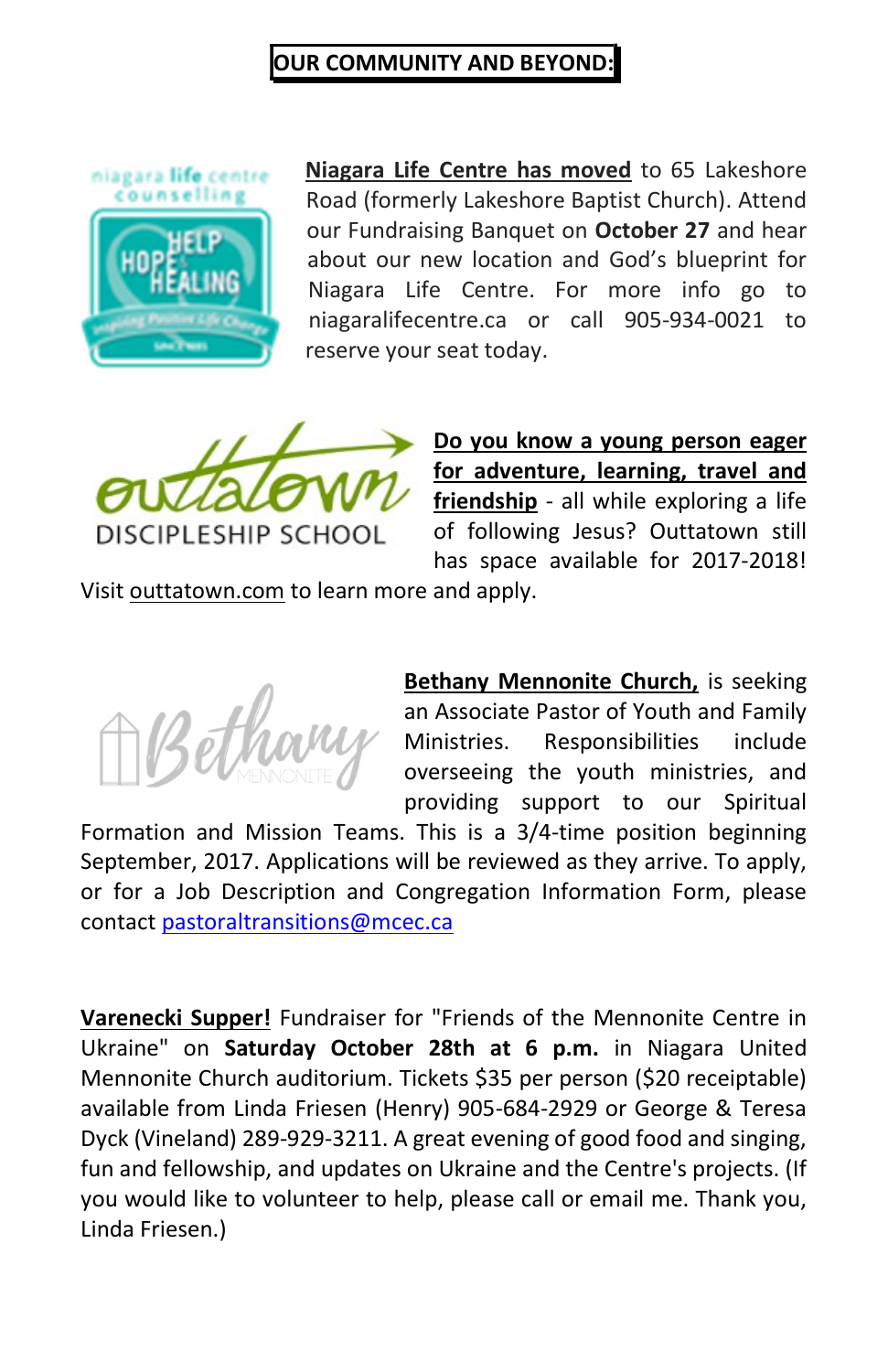## OUR COMMUNITY AND BEYOND:

**Niagara Life Centre has moved** to 65 Lakeshore Road (formerly Lakeshore Baptist Church). Attend our Fundraising Banquet on **October 27** and hear about our new location and God's blueprint for Niagara Life Centre. For more info go to niagaralifecentre.ca or call 905-934-0021 to reserve your seat today.

**Do you know a young person eager for adventure, learning, travel and friendship** - all while exploring a life of following Jesus? Outtatown still has space available for 2017-2018! Visit outtatown.com to learn more and apply.

**Bethany Mennonite Church,** is seeking an Associate Pastor of Youth and Family Ministries. Responsibilities include overseeing the youth ministries, and providing support to our Spiritual Formation and Mission Teams. This is a 3/4-time position beginning September, 2017. Applications will be reviewed as they arrive. To apply, or for a Job Description and Congregation Information Form, please contact pastoraltransitions@mcec.ca

**Varenecki Supper!** Fundraiser for "Friends of the Mennonite Centre in Ukraine" on **Saturday October 28th at 6 p.m.** in Niagara United Mennonite Church auditorium. Tickets $35 per person ($20 receiptable) available from Linda Friesen (Henry) 905-684-2929 or George & Teresa Dyck (Vineland) 289-929-3211. A great evening of good food and singing, fun and fellowship, and updates on Ukraine and the Centre's projects. (If you would like to volunteer to help, please call or email me. Thank you, Linda Friesen.)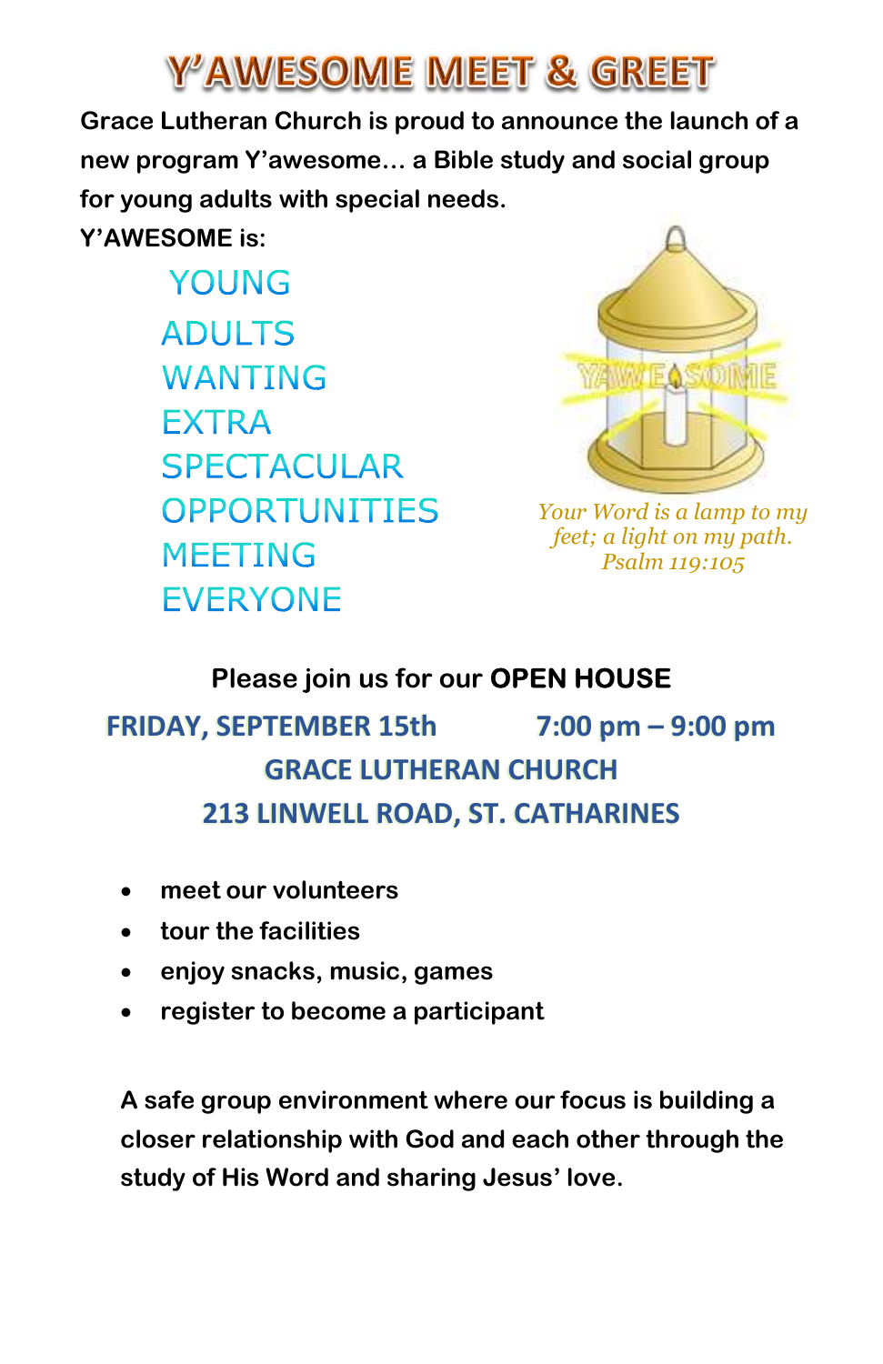# Y'AWESOME MEET & GREET

**Grace Lutheran Church is proud to announce the launch of a new program Y'awesome… a Bible study and social group for young adults with special needs.**

**Y'AWESOME is:**

YOUNG
ADULTS
WANTING
EXTRA
SPECTACULAR
OPPORTUNITIES
MEETING
EVERYONE

*Your Word is a lamp to my feet; a light on my path.*
*Psalm 119:105*

**Please join us for our OPEN HOUSE**

**FRIDAY, SEPTEMBER 15th 7:00 pm – 9:00 pm**

**GRACE LUTHERAN CHURCH**

**213 LINWELL ROAD, ST. CATHARINES**

- **meet our volunteers**
- **tour the facilities**
- **enjoy snacks, music, games**
- **register to become a participant**

**A safe group environment where our focus is building a closer relationship with God and each other through the study of His Word and sharing Jesus' love.**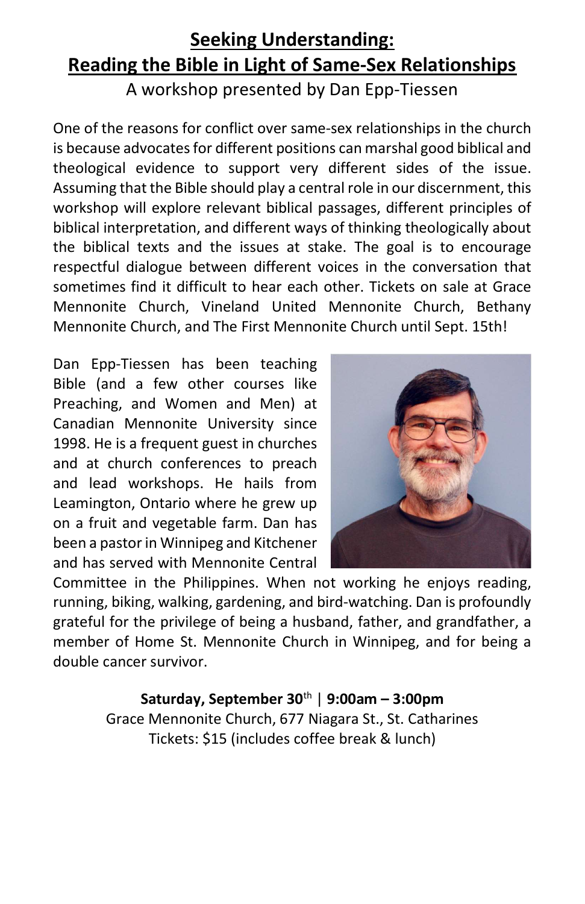# Seeking Understanding: Reading the Bible in Light of Same-Sex Relationships

A workshop presented by Dan Epp-Tiessen

One of the reasons for conflict over same-sex relationships in the church is because advocates for different positions can marshal good biblical and theological evidence to support very different sides of the issue. Assuming that the Bible should play a central role in our discernment, this workshop will explore relevant biblical passages, different principles of biblical interpretation, and different ways of thinking theologically about the biblical texts and the issues at stake. The goal is to encourage respectful dialogue between different voices in the conversation that sometimes find it difficult to hear each other. Tickets on sale at Grace Mennonite Church, Vineland United Mennonite Church, Bethany Mennonite Church, and The First Mennonite Church until Sept. 15th!

Dan Epp-Tiessen has been teaching Bible (and a few other courses like Preaching, and Women and Men) at Canadian Mennonite University since 1998. He is a frequent guest in churches and at church conferences to preach and lead workshops. He hails from Leamington, Ontario where he grew up on a fruit and vegetable farm. Dan has been a pastor in Winnipeg and Kitchener and has served with Mennonite Central Committee in the Philippines. When not working he enjoys reading, running, biking, walking, gardening, and bird-watching. Dan is profoundly grateful for the privilege of being a husband, father, and grandfather, a member of Home St. Mennonite Church in Winnipeg, and for being a double cancer survivor.

**Saturday, September 30th | 9:00am – 3:00pm**
Grace Mennonite Church, 677 Niagara St., St. Catharines
Tickets: $15 (includes coffee break & lunch)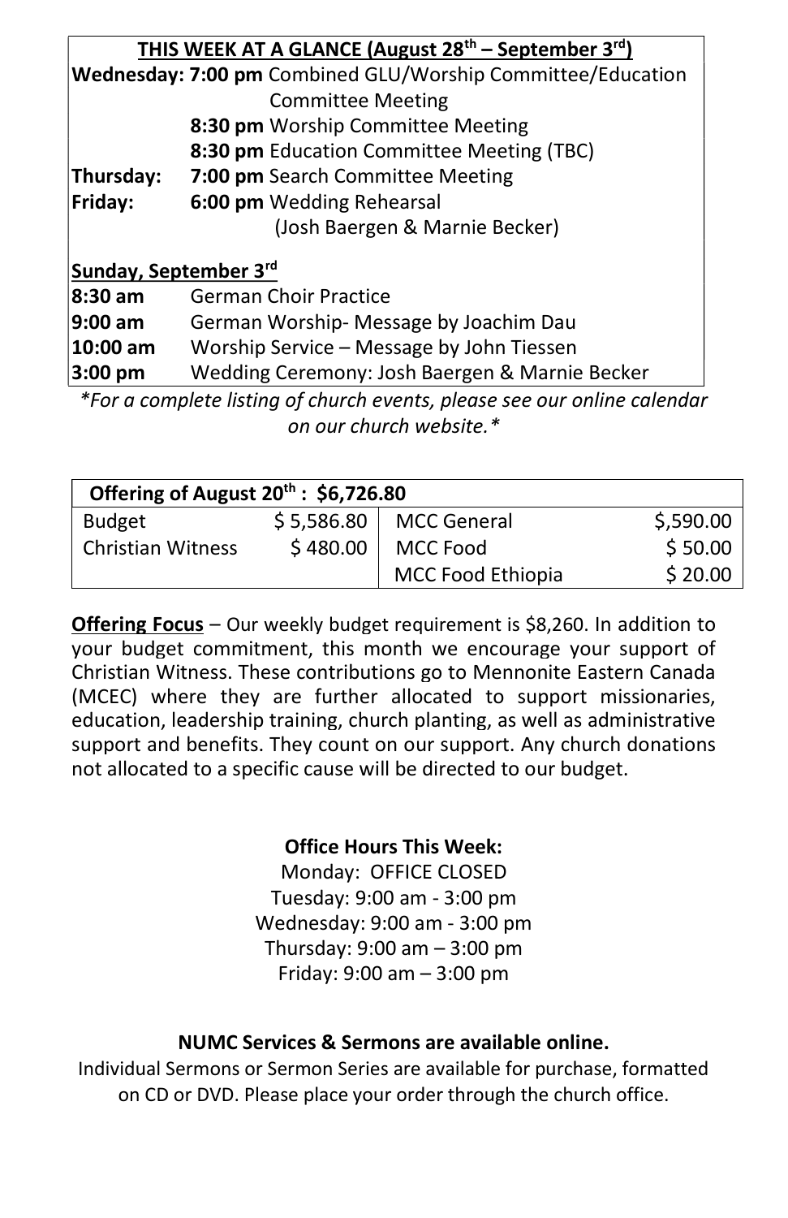**THIS WEEK AT A GLANCE (August 28th – September 3rd)**

**Wednesday: 7:00 pm** Combined GLU/Worship Committee/Education Committee Meeting
**8:30 pm** Worship Committee Meeting
**8:30 pm** Education Committee Meeting (TBC)
**Thursday: 7:00 pm** Search Committee Meeting
**Friday: 6:00 pm** Wedding Rehearsal (Josh Baergen & Marnie Becker)

**Sunday, September 3rd**

**8:30 am** German Choir Practice
**9:00 am** German Worship- Message by Joachim Dau
**10:00 am** Worship Service – Message by John Tiessen
**3:00 pm** Wedding Ceremony: Josh Baergen & Marnie Becker

*\*For a complete listing of church events, please see our online calendar on our church website.\**

| Offering of August 20th : $6,726.80 | | | |
|---|---|---|---|
| Budget | $ 5,586.80 | MCC General | $,590.00 |
| Christian Witness | $ 480.00 | MCC Food | $ 50.00 |
| | | MCC Food Ethiopia | $ 20.00 |

**Offering Focus** – Our weekly budget requirement is $8,260. In addition to your budget commitment, this month we encourage your support of Christian Witness. These contributions go to Mennonite Eastern Canada (MCEC) where they are further allocated to support missionaries, education, leadership training, church planting, as well as administrative support and benefits. They count on our support. Any church donations not allocated to a specific cause will be directed to our budget.

**Office Hours This Week:**
Monday: OFFICE CLOSED
Tuesday: 9:00 am - 3:00 pm
Wednesday: 9:00 am - 3:00 pm
Thursday: 9:00 am – 3:00 pm
Friday: 9:00 am – 3:00 pm

**NUMC Services & Sermons are available online.**
Individual Sermons or Sermon Series are available for purchase, formatted on CD or DVD. Please place your order through the church office.